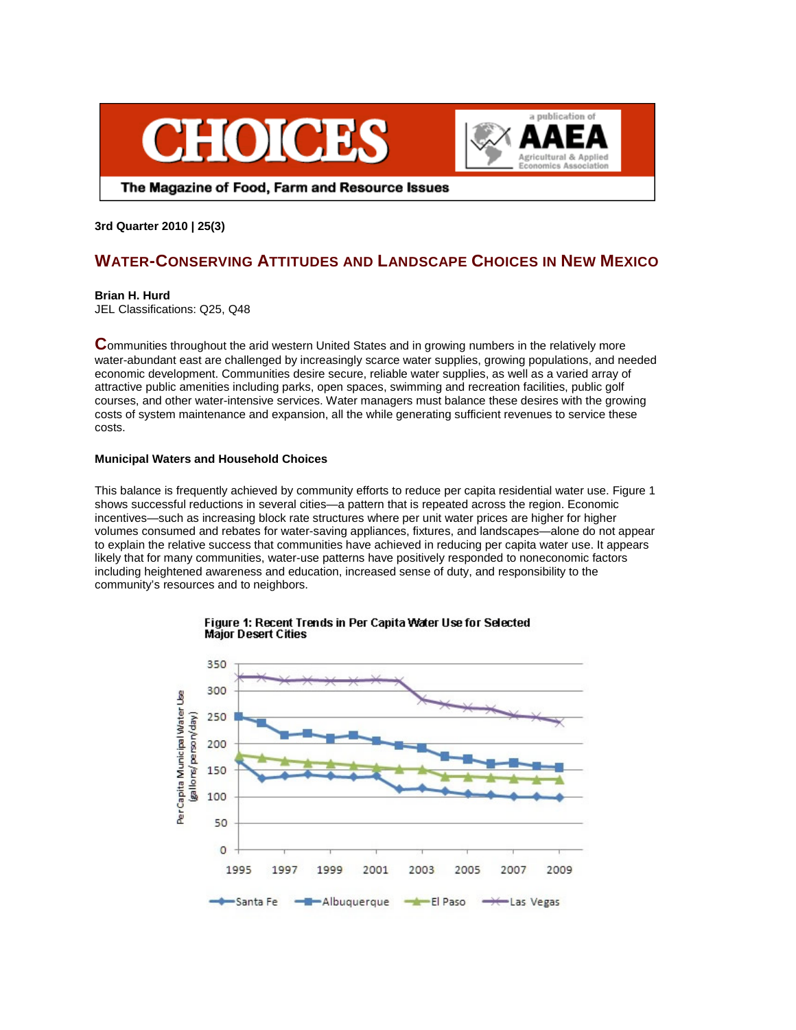# CHOICES

The Magazine of Food, Farm and Resource Issues

a publication of AAEA Agricultural & Applied Economics Association

**3rd Quarter 2010 | 25(3)**

## WATER-CONSERVING ATTITUDES AND LANDSCAPE CHOICES IN NEW MEXICO

**Brian H. Hurd**
JEL Classifications: Q25, Q48

Communities throughout the arid western United States and in growing numbers in the relatively more water-abundant east are challenged by increasingly scarce water supplies, growing populations, and needed economic development. Communities desire secure, reliable water supplies, as well as a varied array of attractive public amenities including parks, open spaces, swimming and recreation facilities, public golf courses, and other water-intensive services. Water managers must balance these desires with the growing costs of system maintenance and expansion, all the while generating sufficient revenues to service these costs.

### Municipal Waters and Household Choices

This balance is frequently achieved by community efforts to reduce per capita residential water use. Figure 1 shows successful reductions in several cities—a pattern that is repeated across the region. Economic incentives—such as increasing block rate structures where per unit water prices are higher for higher volumes consumed and rebates for water-saving appliances, fixtures, and landscapes—alone do not appear to explain the relative success that communities have achieved in reducing per capita water use. It appears likely that for many communities, water-use patterns have positively responded to noneconomic factors including heightened awareness and education, increased sense of duty, and responsibility to the community's resources and to neighbors.

**Figure 1: Recent Trends in Per Capita Water Use for Selected Major Desert Cities**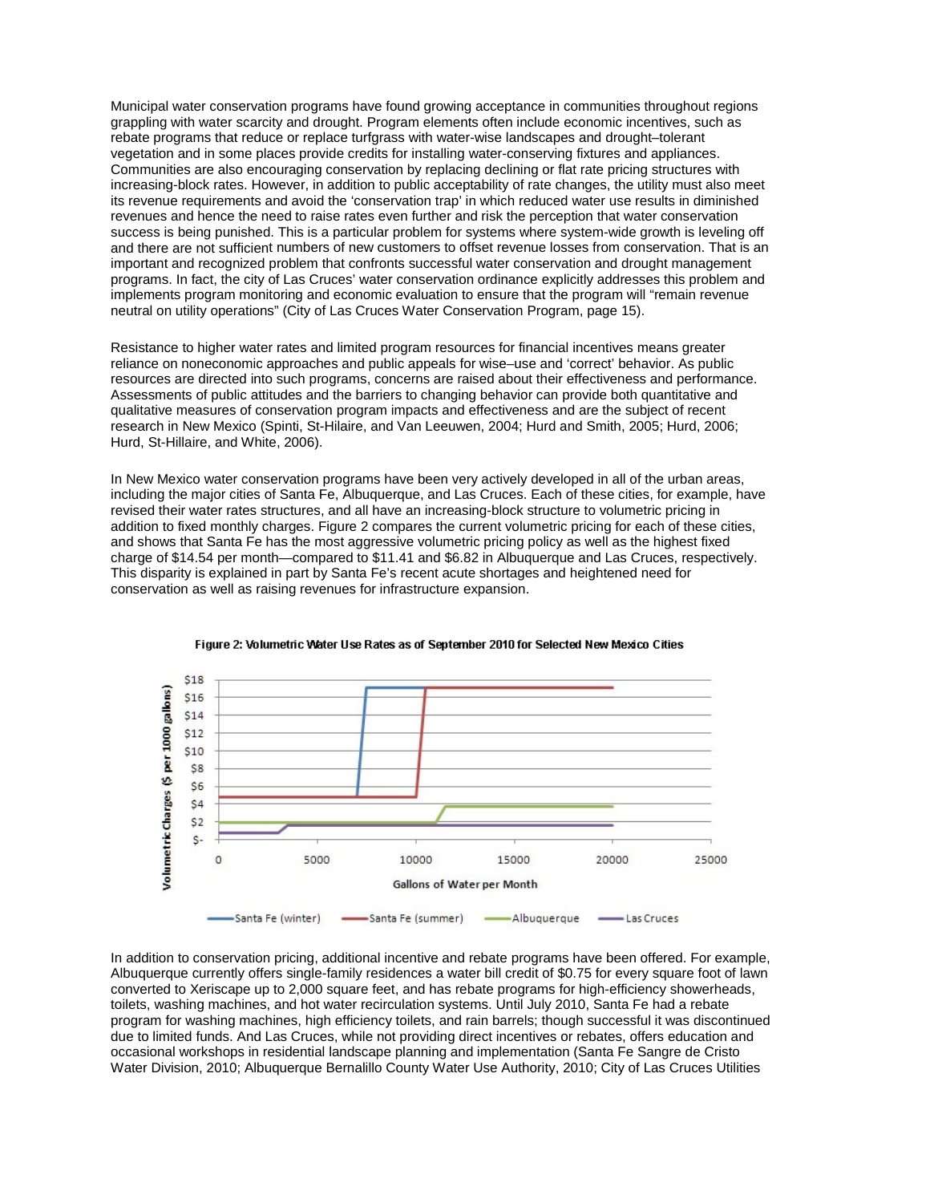Municipal water conservation programs have found growing acceptance in communities throughout regions grappling with water scarcity and drought. Program elements often include economic incentives, such as rebate programs that reduce or replace turfgrass with water-wise landscapes and drought–tolerant vegetation and in some places provide credits for installing water-conserving fixtures and appliances. Communities are also encouraging conservation by replacing declining or flat rate pricing structures with increasing-block rates. However, in addition to public acceptability of rate changes, the utility must also meet its revenue requirements and avoid the 'conservation trap' in which reduced water use results in diminished revenues and hence the need to raise rates even further and risk the perception that water conservation success is being punished. This is a particular problem for systems where system-wide growth is leveling off and there are not sufficient numbers of new customers to offset revenue losses from conservation. That is an important and recognized problem that confronts successful water conservation and drought management programs. In fact, the city of Las Cruces' water conservation ordinance explicitly addresses this problem and implements program monitoring and economic evaluation to ensure that the program will "remain revenue neutral on utility operations" (City of Las Cruces Water Conservation Program, page 15).

Resistance to higher water rates and limited program resources for financial incentives means greater reliance on noneconomic approaches and public appeals for wise–use and 'correct' behavior. As public resources are directed into such programs, concerns are raised about their effectiveness and performance. Assessments of public attitudes and the barriers to changing behavior can provide both quantitative and qualitative measures of conservation program impacts and effectiveness and are the subject of recent research in New Mexico (Spinti, St-Hilaire, and Van Leeuwen, 2004; Hurd and Smith, 2005; Hurd, 2006; Hurd, St-Hillaire, and White, 2006).

In New Mexico water conservation programs have been very actively developed in all of the urban areas, including the major cities of Santa Fe, Albuquerque, and Las Cruces. Each of these cities, for example, have revised their water rates structures, and all have an increasing-block structure to volumetric pricing in addition to fixed monthly charges. Figure 2 compares the current volumetric pricing for each of these cities, and shows that Santa Fe has the most aggressive volumetric pricing policy as well as the highest fixed charge of $14.54 per month—compared to $11.41 and $6.82 in Albuquerque and Las Cruces, respectively. This disparity is explained in part by Santa Fe's recent acute shortages and heightened need for conservation as well as raising revenues for infrastructure expansion.

**Figure 2: Volumetric Water Use Rates as of September 2010 for Selected New Mexico Cities**

In addition to conservation pricing, additional incentive and rebate programs have been offered. For example, Albuquerque currently offers single-family residences a water bill credit of $0.75 for every square foot of lawn converted to Xeriscape up to 2,000 square feet, and has rebate programs for high-efficiency showerheads, toilets, washing machines, and hot water recirculation systems. Until July 2010, Santa Fe had a rebate program for washing machines, high efficiency toilets, and rain barrels; though successful it was discontinued due to limited funds. And Las Cruces, while not providing direct incentives or rebates, offers education and occasional workshops in residential landscape planning and implementation (Santa Fe Sangre de Cristo Water Division, 2010; Albuquerque Bernalillo County Water Use Authority, 2010; City of Las Cruces Utilities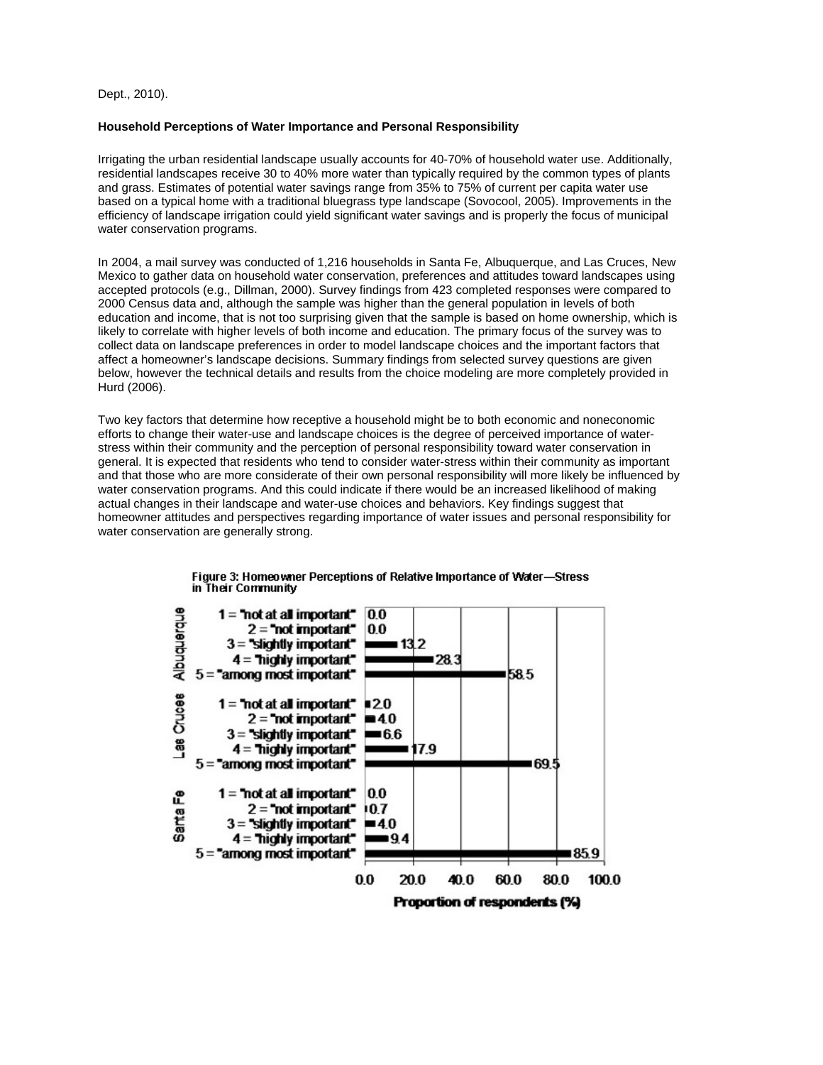Dept., 2010).

**Household Perceptions of Water Importance and Personal Responsibility**

Irrigating the urban residential landscape usually accounts for 40-70% of household water use. Additionally, residential landscapes receive 30 to 40% more water than typically required by the common types of plants and grass. Estimates of potential water savings range from 35% to 75% of current per capita water use based on a typical home with a traditional bluegrass type landscape (Sovocool, 2005). Improvements in the efficiency of landscape irrigation could yield significant water savings and is properly the focus of municipal water conservation programs.

In 2004, a mail survey was conducted of 1,216 households in Santa Fe, Albuquerque, and Las Cruces, New Mexico to gather data on household water conservation, preferences and attitudes toward landscapes using accepted protocols (e.g., Dillman, 2000). Survey findings from 423 completed responses were compared to 2000 Census data and, although the sample was higher than the general population in levels of both education and income, that is not too surprising given that the sample is based on home ownership, which is likely to correlate with higher levels of both income and education. The primary focus of the survey was to collect data on landscape preferences in order to model landscape choices and the important factors that affect a homeowner's landscape decisions. Summary findings from selected survey questions are given below, however the technical details and results from the choice modeling are more completely provided in Hurd (2006).

Two key factors that determine how receptive a household might be to both economic and noneconomic efforts to change their water-use and landscape choices is the degree of perceived importance of water-stress within their community and the perception of personal responsibility toward water conservation in general. It is expected that residents who tend to consider water-stress within their community as important and that those who are more considerate of their own personal responsibility will more likely be influenced by water conservation programs. And this could indicate if there would be an increased likelihood of making actual changes in their landscape and water-use choices and behaviors. Key findings suggest that homeowner attitudes and perspectives regarding importance of water issues and personal responsibility for water conservation are generally strong.

**Figure 3: Homeowner Perceptions of Relative Importance of Water—Stress in Their Community**

| Response | Albuquerque | Las Cruces | Santa Fe |
|---|---|---|---|
| 1 = "not at all important" | 0.0 | 2.0 | 0.0 |
| 2 = "not important" | 0.0 | 4.0 | 0.7 |
| 3 = "slightly important" | 13.2 | 6.6 | 4.0 |
| 4 = "highly important" | 28.3 | 17.9 | 9.4 |
| 5 = "among most important" | 58.5 | 69.5 | 85.9 |

Proportion of respondents (%)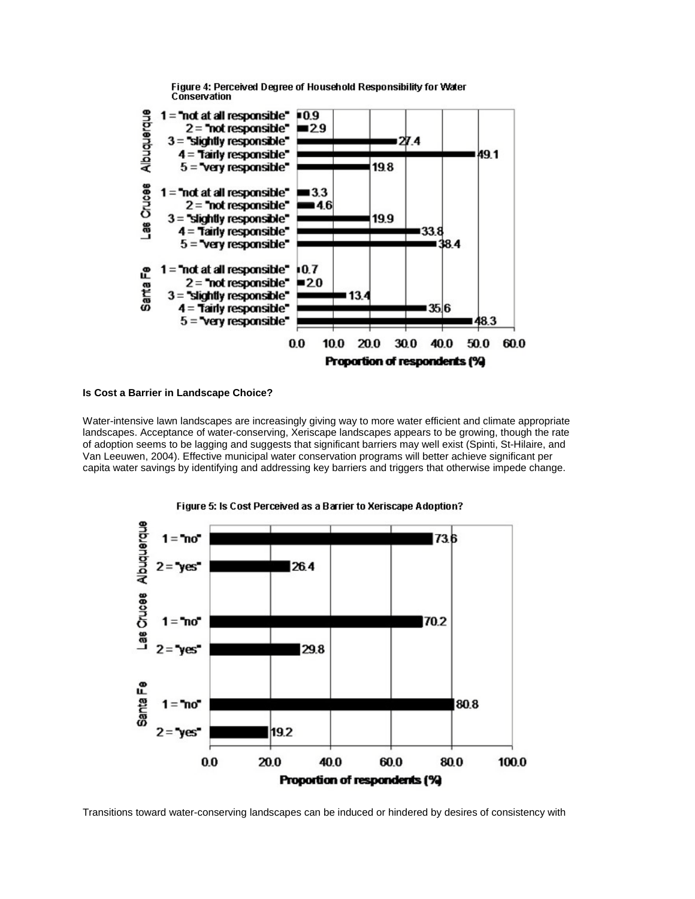Figure 4: Perceived Degree of Household Responsibility for Water Conservation

| City | Response | Proportion of respondents (%) |
|---|---|---|
| Albuquerque | 1 = "not at all responsible" | 0.9 |
| | 2 = "not responsible" | 2.9 |
| | 3 = "slightly responsible" | 27.4 |
| | 4 = "fairly responsible" | 49.1 |
| | 5 = "very responsible" | 19.8 |
| Las Cruces | 1 = "not at all responsible" | 3.3 |
| | 2 = "not responsible" | 4.6 |
| | 3 = "slightly responsible" | 19.9 |
| | 4 = "fairly responsible" | 33.8 |
| | 5 = "very responsible" | 38.4 |
| Santa Fe | 1 = "not at all responsible" | 0.7 |
| | 2 = "not responsible" | 2.0 |
| | 3 = "slightly responsible" | 13.4 |
| | 4 = "fairly responsible" | 35.6 |
| | 5 = "very responsible" | 48.3 |

**Is Cost a Barrier in Landscape Choice?**

Water-intensive lawn landscapes are increasingly giving way to more water efficient and climate appropriate landscapes. Acceptance of water-conserving, Xeriscape landscapes appears to be growing, though the rate of adoption seems to be lagging and suggests that significant barriers may well exist (Spinti, St-Hilaire, and Van Leeuwen, 2004). Effective municipal water conservation programs will better achieve significant per capita water savings by identifying and addressing key barriers and triggers that otherwise impede change.

Figure 5: Is Cost Perceived as a Barrier to Xeriscape Adoption?

| City | Response | Proportion of respondents (%) |
|---|---|---|
| Albuquerque | 1 = "no" | 73.6 |
| | 2 = "yes" | 26.4 |
| Las Cruces | 1 = "no" | 70.2 |
| | 2 = "yes" | 29.8 |
| Santa Fe | 1 = "no" | 80.8 |
| | 2 = "yes" | 19.2 |

Transitions toward water-conserving landscapes can be induced or hindered by desires of consistency with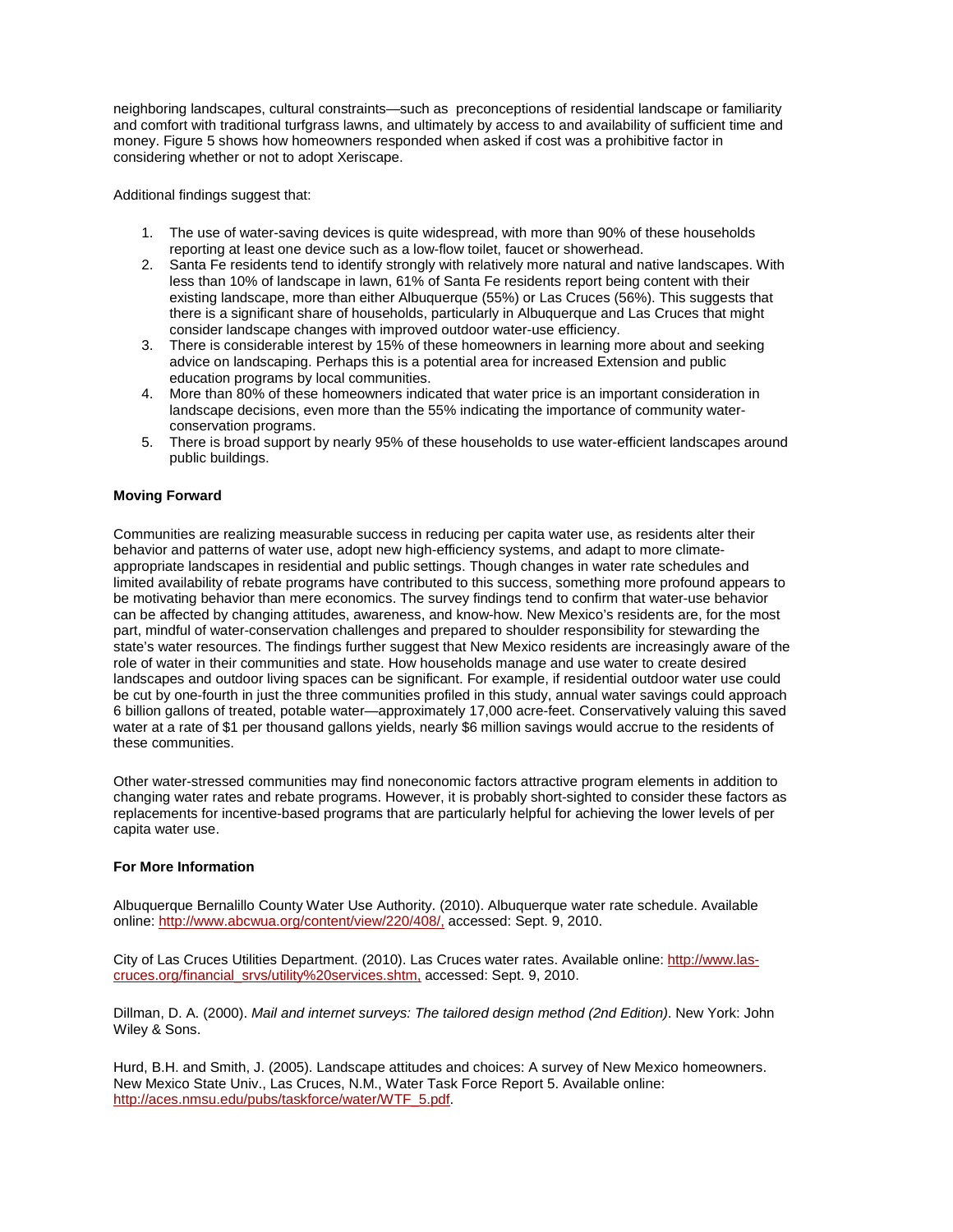neighboring landscapes, cultural constraints—such as preconceptions of residential landscape or familiarity and comfort with traditional turfgrass lawns, and ultimately by access to and availability of sufficient time and money. Figure 5 shows how homeowners responded when asked if cost was a prohibitive factor in considering whether or not to adopt Xeriscape.

Additional findings suggest that:

1. The use of water-saving devices is quite widespread, with more than 90% of these households reporting at least one device such as a low-flow toilet, faucet or showerhead.
2. Santa Fe residents tend to identify strongly with relatively more natural and native landscapes. With less than 10% of landscape in lawn, 61% of Santa Fe residents report being content with their existing landscape, more than either Albuquerque (55%) or Las Cruces (56%). This suggests that there is a significant share of households, particularly in Albuquerque and Las Cruces that might consider landscape changes with improved outdoor water-use efficiency.
3. There is considerable interest by 15% of these homeowners in learning more about and seeking advice on landscaping. Perhaps this is a potential area for increased Extension and public education programs by local communities.
4. More than 80% of these homeowners indicated that water price is an important consideration in landscape decisions, even more than the 55% indicating the importance of community water-conservation programs.
5. There is broad support by nearly 95% of these households to use water-efficient landscapes around public buildings.

**Moving Forward**

Communities are realizing measurable success in reducing per capita water use, as residents alter their behavior and patterns of water use, adopt new high-efficiency systems, and adapt to more climate-appropriate landscapes in residential and public settings. Though changes in water rate schedules and limited availability of rebate programs have contributed to this success, something more profound appears to be motivating behavior than mere economics. The survey findings tend to confirm that water-use behavior can be affected by changing attitudes, awareness, and know-how. New Mexico's residents are, for the most part, mindful of water-conservation challenges and prepared to shoulder responsibility for stewarding the state's water resources. The findings further suggest that New Mexico residents are increasingly aware of the role of water in their communities and state. How households manage and use water to create desired landscapes and outdoor living spaces can be significant. For example, if residential outdoor water use could be cut by one-fourth in just the three communities profiled in this study, annual water savings could approach 6 billion gallons of treated, potable water—approximately 17,000 acre-feet. Conservatively valuing this saved water at a rate of $1 per thousand gallons yields, nearly $6 million savings would accrue to the residents of these communities.

Other water-stressed communities may find noneconomic factors attractive program elements in addition to changing water rates and rebate programs. However, it is probably short-sighted to consider these factors as replacements for incentive-based programs that are particularly helpful for achieving the lower levels of per capita water use.

**For More Information**

Albuquerque Bernalillo County Water Use Authority. (2010). Albuquerque water rate schedule. Available online: http://www.abcwua.org/content/view/220/408/, accessed: Sept. 9, 2010.

City of Las Cruces Utilities Department. (2010). Las Cruces water rates. Available online: http://www.las-cruces.org/financial_srvs/utility%20services.shtm, accessed: Sept. 9, 2010.

Dillman, D. A. (2000). *Mail and internet surveys: The tailored design method (2nd Edition)*. New York: John Wiley & Sons.

Hurd, B.H. and Smith, J. (2005). Landscape attitudes and choices: A survey of New Mexico homeowners. New Mexico State Univ., Las Cruces, N.M., Water Task Force Report 5. Available online: http://aces.nmsu.edu/pubs/taskforce/water/WTF_5.pdf.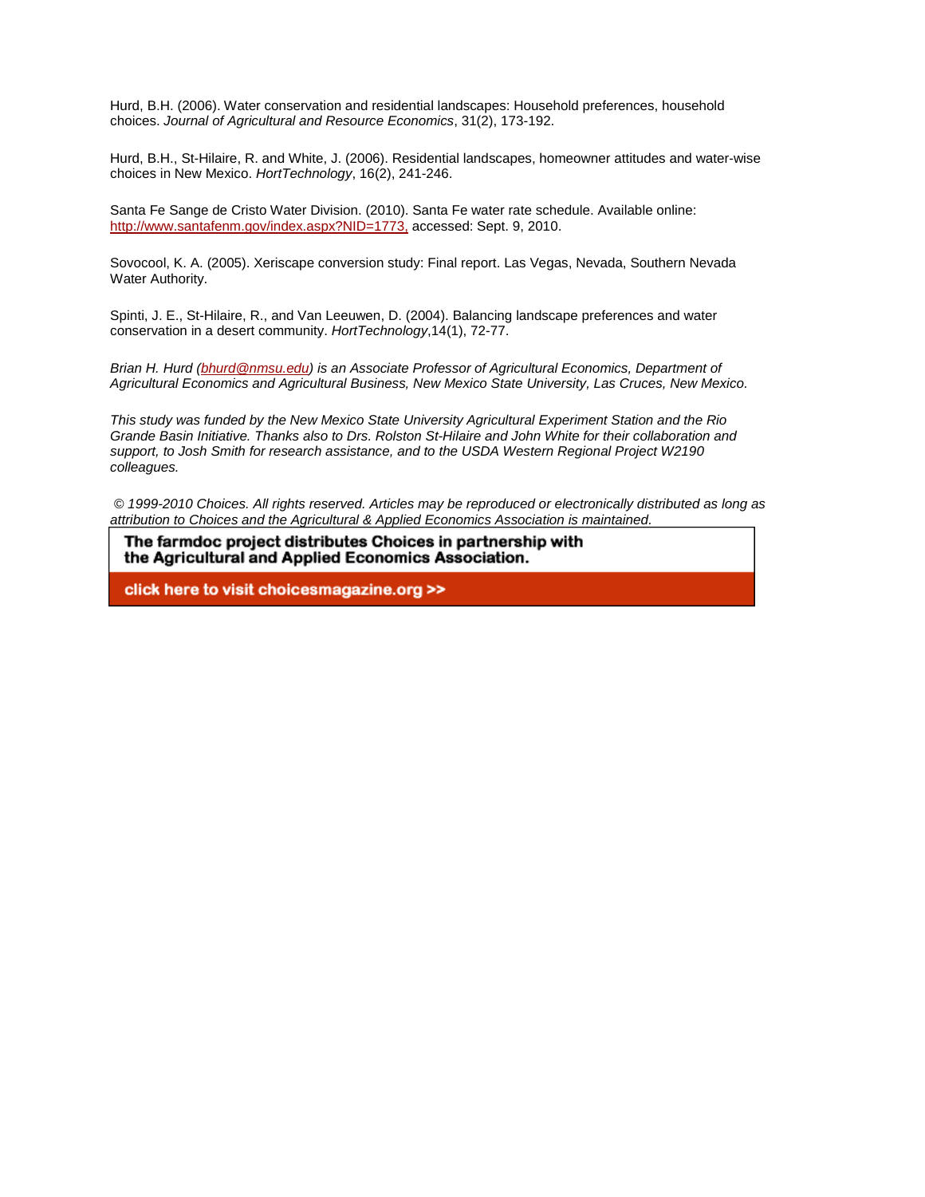Hurd, B.H. (2006). Water conservation and residential landscapes: Household preferences, household choices. *Journal of Agricultural and Resource Economics*, 31(2), 173-192.

Hurd, B.H., St-Hilaire, R. and White, J. (2006). Residential landscapes, homeowner attitudes and water-wise choices in New Mexico. *HortTechnology*, 16(2), 241-246.

Santa Fe Sange de Cristo Water Division. (2010). Santa Fe water rate schedule. Available online: http://www.santafenm.gov/index.aspx?NID=1773, accessed: Sept. 9, 2010.

Sovocool, K. A. (2005). Xeriscape conversion study: Final report. Las Vegas, Nevada, Southern Nevada Water Authority.

Spinti, J. E., St-Hilaire, R., and Van Leeuwen, D. (2004). Balancing landscape preferences and water conservation in a desert community. *HortTechnology*,14(1), 72-77.

*Brian H. Hurd (bhurd@nmsu.edu) is an Associate Professor of Agricultural Economics, Department of Agricultural Economics and Agricultural Business, New Mexico State University, Las Cruces, New Mexico.*

*This study was funded by the New Mexico State University Agricultural Experiment Station and the Rio Grande Basin Initiative. Thanks also to Drs. Rolston St-Hilaire and John White for their collaboration and support, to Josh Smith for research assistance, and to the USDA Western Regional Project W2190 colleagues.*

*© 1999-2010 Choices. All rights reserved. Articles may be reproduced or electronically distributed as long as attribution to Choices and the Agricultural & Applied Economics Association is maintained.*

**The farmdoc project distributes Choices in partnership with the Agricultural and Applied Economics Association.**

**click here to visit choicesmagazine.org >>**